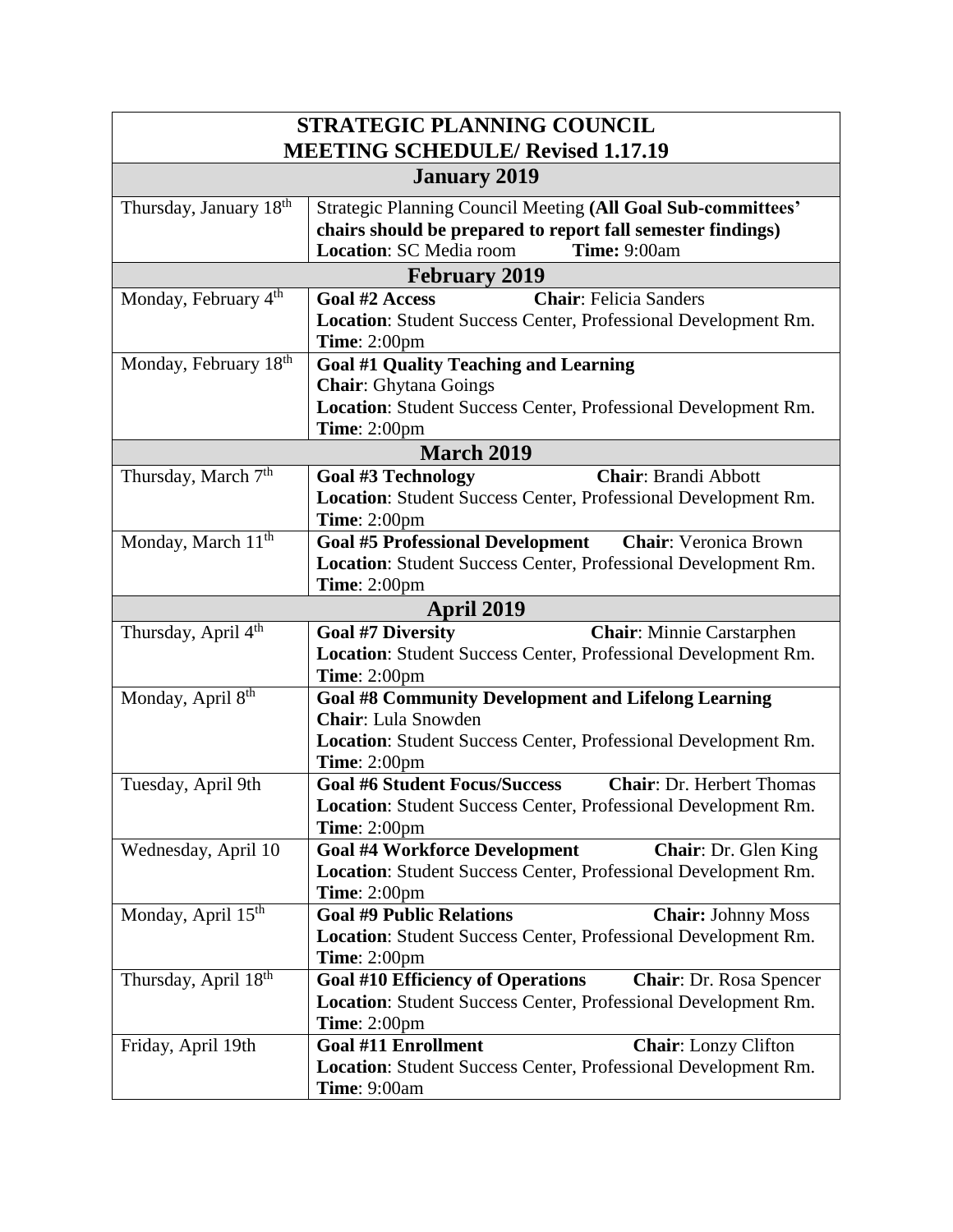| STRATEGIC PLANNING COUNCIL<br>MEETING SCHEDULE/ Revised 1.17.19 | |
|---|---|
| **January 2019** | |
| Thursday, January 18th | Strategic Planning Council Meeting **(All Goal Sub-committees' chairs should be prepared to report fall semester findings)**<br>**Location**: SC Media room **Time:** 9:00am |
| **February 2019** | |
| Monday, February 4th | **Goal #2 Access** **Chair**: Felicia Sanders<br>**Location**: Student Success Center, Professional Development Rm.<br>**Time**: 2:00pm |
| Monday, February 18th | **Goal #1 Quality Teaching and Learning**<br>**Chair**: Ghytana Goings<br>**Location**: Student Success Center, Professional Development Rm.<br>**Time**: 2:00pm |
| **March 2019** | |
| Thursday, March 7th | **Goal #3 Technology** **Chair**: Brandi Abbott<br>**Location**: Student Success Center, Professional Development Rm.<br>**Time**: 2:00pm |
| Monday, March 11th | **Goal #5 Professional Development** **Chair**: Veronica Brown<br>**Location**: Student Success Center, Professional Development Rm.<br>**Time**: 2:00pm |
| **April 2019** | |
| Thursday, April 4th | **Goal #7 Diversity** **Chair**: Minnie Carstarphen<br>**Location**: Student Success Center, Professional Development Rm.<br>**Time**: 2:00pm |
| Monday, April 8th | **Goal #8 Community Development and Lifelong Learning**<br>**Chair**: Lula Snowden<br>**Location**: Student Success Center, Professional Development Rm.<br>**Time**: 2:00pm |
| Tuesday, April 9th | **Goal #6 Student Focus/Success** **Chair**: Dr. Herbert Thomas<br>**Location**: Student Success Center, Professional Development Rm.<br>**Time**: 2:00pm |
| Wednesday, April 10 | **Goal #4 Workforce Development** **Chair**: Dr. Glen King<br>**Location**: Student Success Center, Professional Development Rm.<br>**Time**: 2:00pm |
| Monday, April 15th | **Goal #9 Public Relations** **Chair:** Johnny Moss<br>**Location**: Student Success Center, Professional Development Rm.<br>**Time**: 2:00pm |
| Thursday, April 18th | **Goal #10 Efficiency of Operations** **Chair**: Dr. Rosa Spencer<br>**Location**: Student Success Center, Professional Development Rm.<br>**Time**: 2:00pm |
| Friday, April 19th | **Goal #11 Enrollment** **Chair**: Lonzy Clifton<br>**Location**: Student Success Center, Professional Development Rm.<br>**Time**: 9:00am |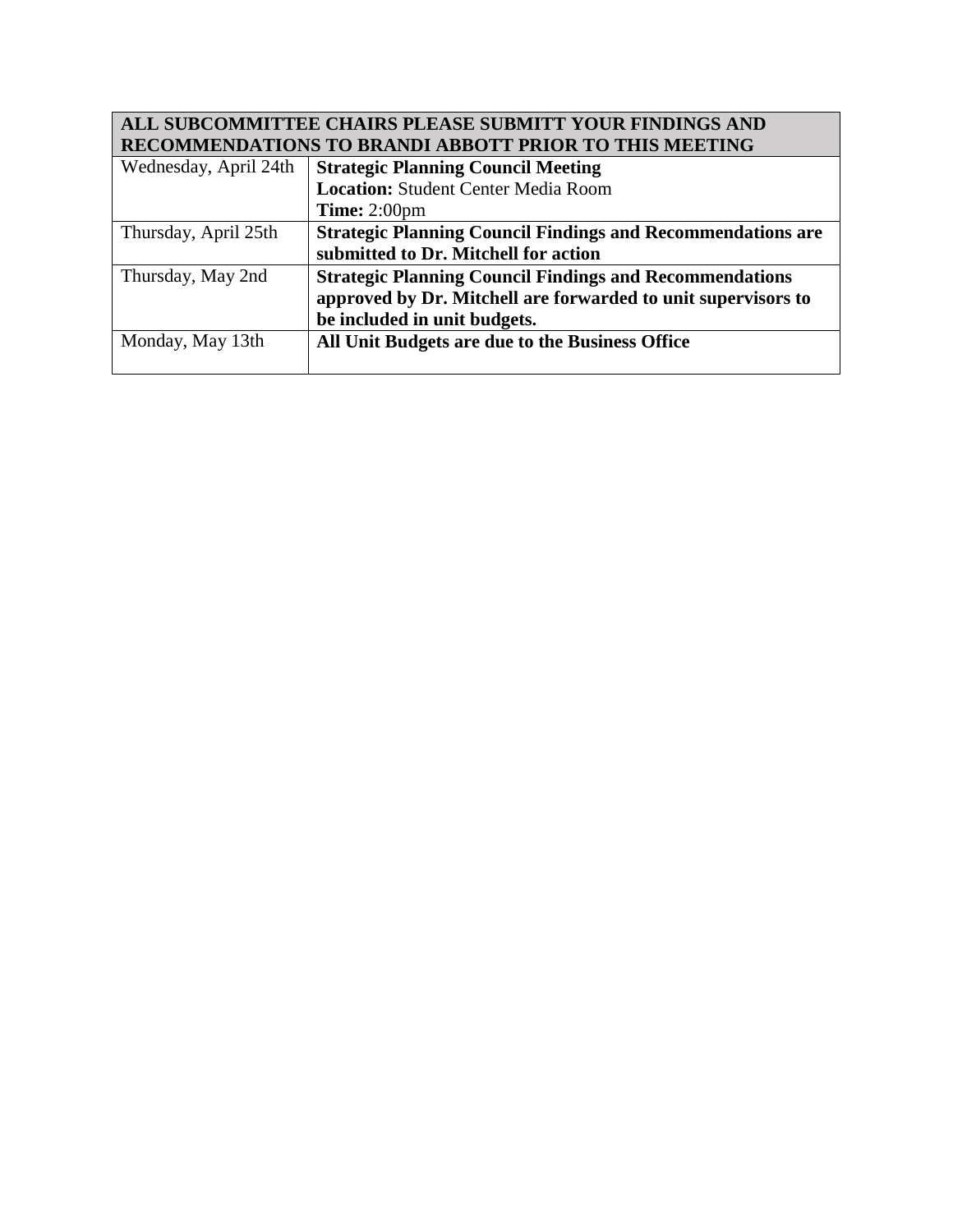| **ALL SUBCOMMITTEE CHAIRS PLEASE SUBMITT YOUR FINDINGS AND RECOMMENDATIONS TO BRANDI ABBOTT PRIOR TO THIS MEETING** | |
|---|---|
| Wednesday, April 24th | **Strategic Planning Council Meeting**<br>**Location:** Student Center Media Room<br>**Time:** 2:00pm |
| Thursday, April 25th | **Strategic Planning Council Findings and Recommendations are submitted to Dr. Mitchell for action** |
| Thursday, May 2nd | **Strategic Planning Council Findings and Recommendations approved by Dr. Mitchell are forwarded to unit supervisors to be included in unit budgets.** |
| Monday, May 13th | **All Unit Budgets are due to the Business Office** |